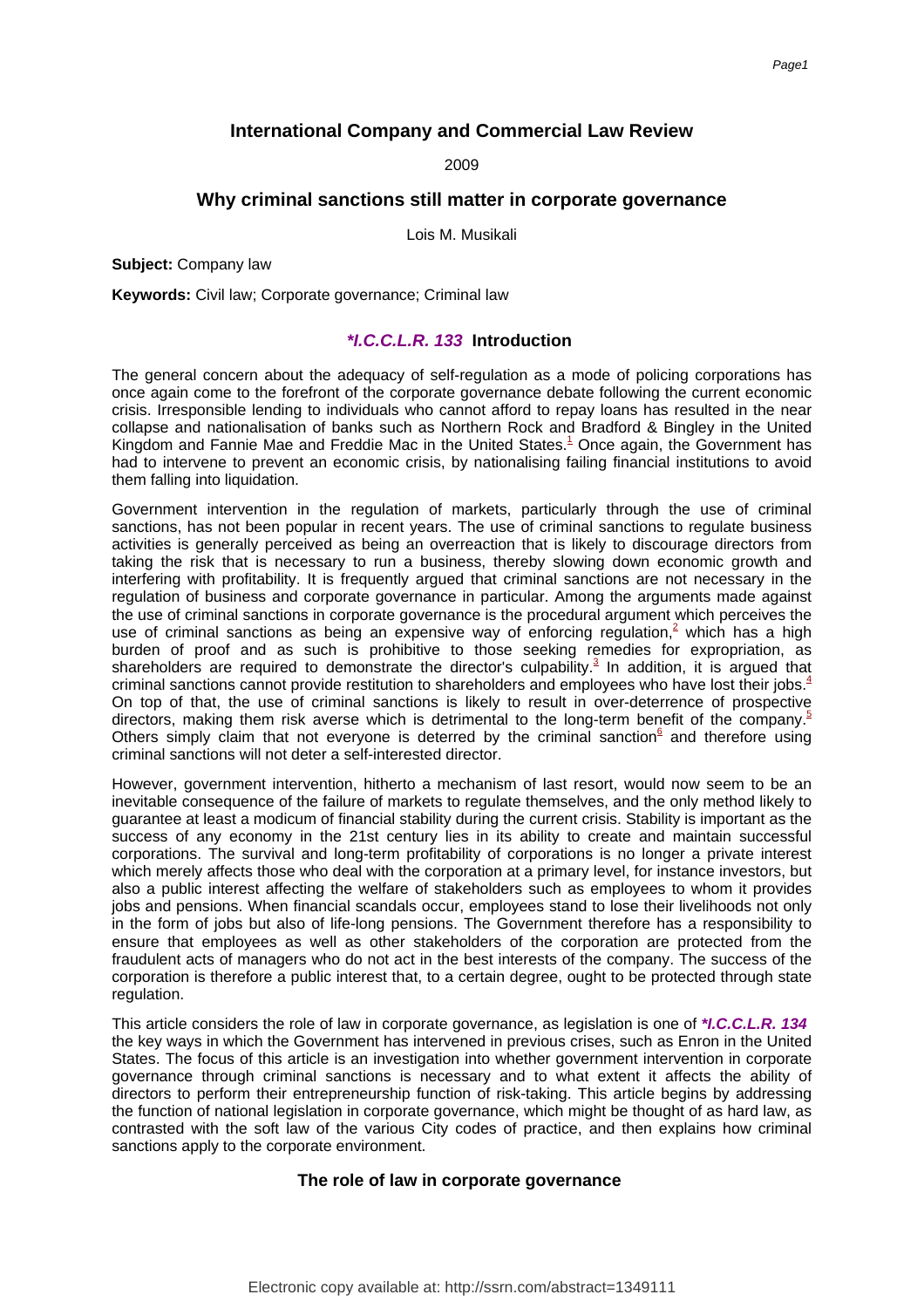# International Company and Commercial Law Review

2009

## Why criminal sanctions still matter in corporate governance

Lois M. Musikali

**Subject:** Company law

**Keywords:** Civil law; Corporate governance; Criminal law

### *I.C.C.L.R. 133 Introduction

The general concern about the adequacy of self-regulation as a mode of policing corporations has once again come to the forefront of the corporate governance debate following the current economic crisis. Irresponsible lending to individuals who cannot afford to repay loans has resulted in the near collapse and nationalisation of banks such as Northern Rock and Bradford & Bingley in the United Kingdom and Fannie Mae and Freddie Mac in the United States.[1] Once again, the Government has had to intervene to prevent an economic crisis, by nationalising failing financial institutions to avoid them falling into liquidation.

Government intervention in the regulation of markets, particularly through the use of criminal sanctions, has not been popular in recent years. The use of criminal sanctions to regulate business activities is generally perceived as being an overreaction that is likely to discourage directors from taking the risk that is necessary to run a business, thereby slowing down economic growth and interfering with profitability. It is frequently argued that criminal sanctions are not necessary in the regulation of business and corporate governance in particular. Among the arguments made against the use of criminal sanctions in corporate governance is the procedural argument which perceives the use of criminal sanctions as being an expensive way of enforcing regulation,[2] which has a high burden of proof and as such is prohibitive to those seeking remedies for expropriation, as shareholders are required to demonstrate the director's culpability.[3] In addition, it is argued that criminal sanctions cannot provide restitution to shareholders and employees who have lost their jobs.[4] On top of that, the use of criminal sanctions is likely to result in over-deterrence of prospective directors, making them risk averse which is detrimental to the long-term benefit of the company.[5] Others simply claim that not everyone is deterred by the criminal sanction[6] and therefore using criminal sanctions will not deter a self-interested director.

However, government intervention, hitherto a mechanism of last resort, would now seem to be an inevitable consequence of the failure of markets to regulate themselves, and the only method likely to guarantee at least a modicum of financial stability during the current crisis. Stability is important as the success of any economy in the 21st century lies in its ability to create and maintain successful corporations. The survival and long-term profitability of corporations is no longer a private interest which merely affects those who deal with the corporation at a primary level, for instance investors, but also a public interest affecting the welfare of stakeholders such as employees to whom it provides jobs and pensions. When financial scandals occur, employees stand to lose their livelihoods not only in the form of jobs but also of life-long pensions. The Government therefore has a responsibility to ensure that employees as well as other stakeholders of the corporation are protected from the fraudulent acts of managers who do not act in the best interests of the company. The success of the corporation is therefore a public interest that, to a certain degree, ought to be protected through state regulation.

This article considers the role of law in corporate governance, as legislation is one of *I.C.C.L.R. 134 the key ways in which the Government has intervened in previous crises, such as Enron in the United States. The focus of this article is an investigation into whether government intervention in corporate governance through criminal sanctions is necessary and to what extent it affects the ability of directors to perform their entrepreneurship function of risk-taking. This article begins by addressing the function of national legislation in corporate governance, which might be thought of as hard law, as contrasted with the soft law of the various City codes of practice, and then explains how criminal sanctions apply to the corporate environment.

### The role of law in corporate governance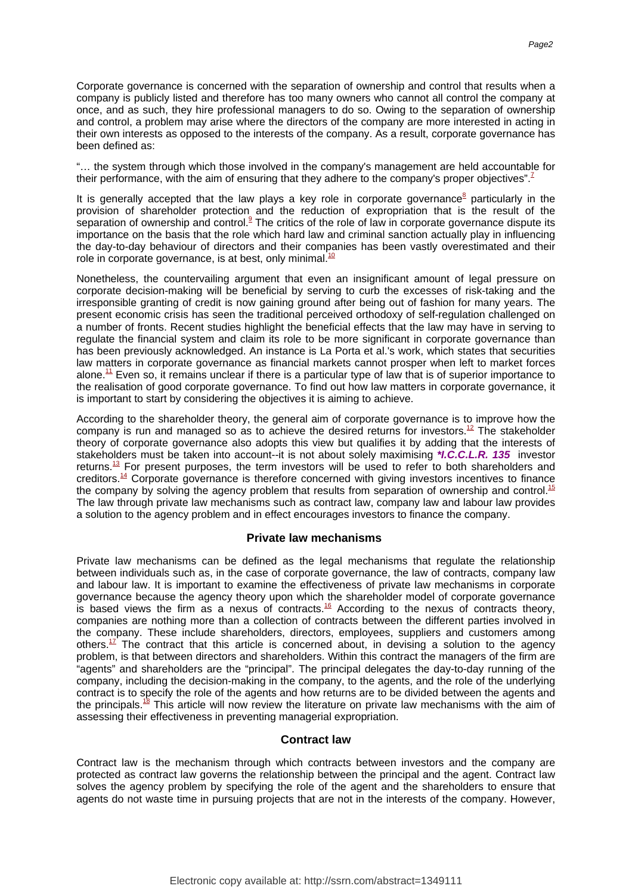Corporate governance is concerned with the separation of ownership and control that results when a company is publicly listed and therefore has too many owners who cannot all control the company at once, and as such, they hire professional managers to do so. Owing to the separation of ownership and control, a problem may arise where the directors of the company are more interested in acting in their own interests as opposed to the interests of the company. As a result, corporate governance has been defined as:

"… the system through which those involved in the company's management are held accountable for their performance, with the aim of ensuring that they adhere to the company's proper objectives".[7]

It is generally accepted that the law plays a key role in corporate governance[8] particularly in the provision of shareholder protection and the reduction of expropriation that is the result of the separation of ownership and control.[9] The critics of the role of law in corporate governance dispute its importance on the basis that the role which hard law and criminal sanction actually play in influencing the day-to-day behaviour of directors and their companies has been vastly overestimated and their role in corporate governance, is at best, only minimal.[10]

Nonetheless, the countervailing argument that even an insignificant amount of legal pressure on corporate decision-making will be beneficial by serving to curb the excesses of risk-taking and the irresponsible granting of credit is now gaining ground after being out of fashion for many years. The present economic crisis has seen the traditional perceived orthodoxy of self-regulation challenged on a number of fronts. Recent studies highlight the beneficial effects that the law may have in serving to regulate the financial system and claim its role to be more significant in corporate governance than has been previously acknowledged. An instance is La Porta et al.'s work, which states that securities law matters in corporate governance as financial markets cannot prosper when left to market forces alone.[11] Even so, it remains unclear if there is a particular type of law that is of superior importance to the realisation of good corporate governance. To find out how law matters in corporate governance, it is important to start by considering the objectives it is aiming to achieve.

According to the shareholder theory, the general aim of corporate governance is to improve how the company is run and managed so as to achieve the desired returns for investors.[12] The stakeholder theory of corporate governance also adopts this view but qualifies it by adding that the interests of stakeholders must be taken into account--it is not about solely maximising ***I.C.C.L.R. 135*** investor returns.[13] For present purposes, the term investors will be used to refer to both shareholders and creditors.[14] Corporate governance is therefore concerned with giving investors incentives to finance the company by solving the agency problem that results from separation of ownership and control.[15] The law through private law mechanisms such as contract law, company law and labour law provides a solution to the agency problem and in effect encourages investors to finance the company.

## Private law mechanisms

Private law mechanisms can be defined as the legal mechanisms that regulate the relationship between individuals such as, in the case of corporate governance, the law of contracts, company law and labour law. It is important to examine the effectiveness of private law mechanisms in corporate governance because the agency theory upon which the shareholder model of corporate governance is based views the firm as a nexus of contracts.[16] According to the nexus of contracts theory, companies are nothing more than a collection of contracts between the different parties involved in the company. These include shareholders, directors, employees, suppliers and customers among others.[17] The contract that this article is concerned about, in devising a solution to the agency problem, is that between directors and shareholders. Within this contract the managers of the firm are "agents" and shareholders are the "principal". The principal delegates the day-to-day running of the company, including the decision-making in the company, to the agents, and the role of the underlying contract is to specify the role of the agents and how returns are to be divided between the agents and the principals.[18] This article will now review the literature on private law mechanisms with the aim of assessing their effectiveness in preventing managerial expropriation.

## Contract law

Contract law is the mechanism through which contracts between investors and the company are protected as contract law governs the relationship between the principal and the agent. Contract law solves the agency problem by specifying the role of the agent and the shareholders to ensure that agents do not waste time in pursuing projects that are not in the interests of the company. However,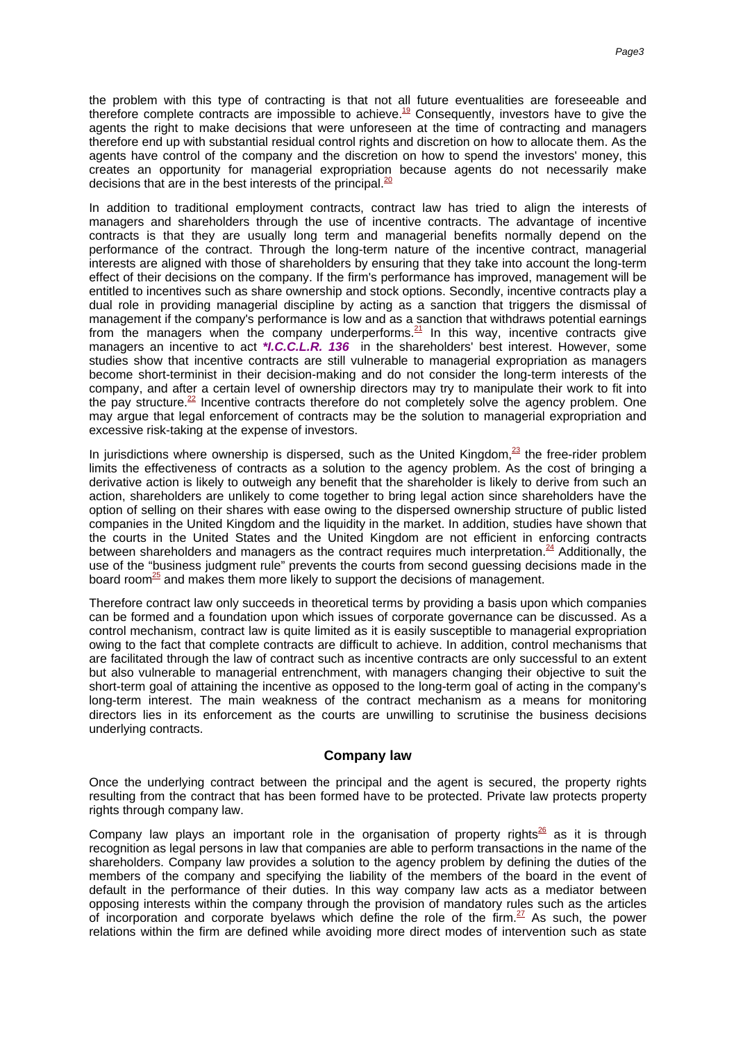the problem with this type of contracting is that not all future eventualities are foreseeable and therefore complete contracts are impossible to achieve.[19] Consequently, investors have to give the agents the right to make decisions that were unforeseen at the time of contracting and managers therefore end up with substantial residual control rights and discretion on how to allocate them. As the agents have control of the company and the discretion on how to spend the investors' money, this creates an opportunity for managerial expropriation because agents do not necessarily make decisions that are in the best interests of the principal.[20]

In addition to traditional employment contracts, contract law has tried to align the interests of managers and shareholders through the use of incentive contracts. The advantage of incentive contracts is that they are usually long term and managerial benefits normally depend on the performance of the contract. Through the long-term nature of the incentive contract, managerial interests are aligned with those of shareholders by ensuring that they take into account the long-term effect of their decisions on the company. If the firm's performance has improved, management will be entitled to incentives such as share ownership and stock options. Secondly, incentive contracts play a dual role in providing managerial discipline by acting as a sanction that triggers the dismissal of management if the company's performance is low and as a sanction that withdraws potential earnings from the managers when the company underperforms.[21] In this way, incentive contracts give managers an incentive to act ***I.C.C.L.R. 136** in the shareholders' best interest. However, some studies show that incentive contracts are still vulnerable to managerial expropriation as managers become short-terminist in their decision-making and do not consider the long-term interests of the company, and after a certain level of ownership directors may try to manipulate their work to fit into the pay structure.[22] Incentive contracts therefore do not completely solve the agency problem. One may argue that legal enforcement of contracts may be the solution to managerial expropriation and excessive risk-taking at the expense of investors.

In jurisdictions where ownership is dispersed, such as the United Kingdom,[23] the free-rider problem limits the effectiveness of contracts as a solution to the agency problem. As the cost of bringing a derivative action is likely to outweigh any benefit that the shareholder is likely to derive from such an action, shareholders are unlikely to come together to bring legal action since shareholders have the option of selling on their shares with ease owing to the dispersed ownership structure of public listed companies in the United Kingdom and the liquidity in the market. In addition, studies have shown that the courts in the United States and the United Kingdom are not efficient in enforcing contracts between shareholders and managers as the contract requires much interpretation.[24] Additionally, the use of the "business judgment rule" prevents the courts from second guessing decisions made in the board room[25] and makes them more likely to support the decisions of management.

Therefore contract law only succeeds in theoretical terms by providing a basis upon which companies can be formed and a foundation upon which issues of corporate governance can be discussed. As a control mechanism, contract law is quite limited as it is easily susceptible to managerial expropriation owing to the fact that complete contracts are difficult to achieve. In addition, control mechanisms that are facilitated through the law of contract such as incentive contracts are only successful to an extent but also vulnerable to managerial entrenchment, with managers changing their objective to suit the short-term goal of attaining the incentive as opposed to the long-term goal of acting in the company's long-term interest. The main weakness of the contract mechanism as a means for monitoring directors lies in its enforcement as the courts are unwilling to scrutinise the business decisions underlying contracts.

## Company law

Once the underlying contract between the principal and the agent is secured, the property rights resulting from the contract that has been formed have to be protected. Private law protects property rights through company law.

Company law plays an important role in the organisation of property rights[26] as it is through recognition as legal persons in law that companies are able to perform transactions in the name of the shareholders. Company law provides a solution to the agency problem by defining the duties of the members of the company and specifying the liability of the members of the board in the event of default in the performance of their duties. In this way company law acts as a mediator between opposing interests within the company through the provision of mandatory rules such as the articles of incorporation and corporate byelaws which define the role of the firm.[27] As such, the power relations within the firm are defined while avoiding more direct modes of intervention such as state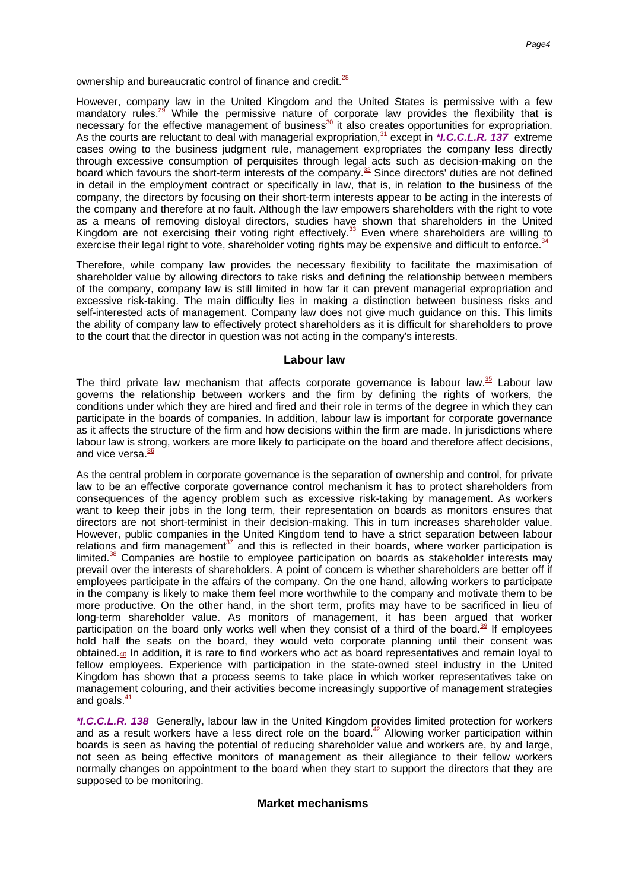ownership and bureaucratic control of finance and credit.[28]

However, company law in the United Kingdom and the United States is permissive with a few mandatory rules.[29] While the permissive nature of corporate law provides the flexibility that is necessary for the effective management of business[30] it also creates opportunities for expropriation. As the courts are reluctant to deal with managerial expropriation,[31] except in ***I.C.C.L.R. 137** extreme cases owing to the business judgment rule, management expropriates the company less directly through excessive consumption of perquisites through legal acts such as decision-making on the board which favours the short-term interests of the company.[32] Since directors' duties are not defined in detail in the employment contract or specifically in law, that is, in relation to the business of the company, the directors by focusing on their short-term interests appear to be acting in the interests of the company and therefore at no fault. Although the law empowers shareholders with the right to vote as a means of removing disloyal directors, studies have shown that shareholders in the United Kingdom are not exercising their voting right effectively.[33] Even where shareholders are willing to exercise their legal right to vote, shareholder voting rights may be expensive and difficult to enforce.[34]

Therefore, while company law provides the necessary flexibility to facilitate the maximisation of shareholder value by allowing directors to take risks and defining the relationship between members of the company, company law is still limited in how far it can prevent managerial expropriation and excessive risk-taking. The main difficulty lies in making a distinction between business risks and self-interested acts of management. Company law does not give much guidance on this. This limits the ability of company law to effectively protect shareholders as it is difficult for shareholders to prove to the court that the director in question was not acting in the company's interests.

## Labour law

The third private law mechanism that affects corporate governance is labour law.[35] Labour law governs the relationship between workers and the firm by defining the rights of workers, the conditions under which they are hired and fired and their role in terms of the degree in which they can participate in the boards of companies. In addition, labour law is important for corporate governance as it affects the structure of the firm and how decisions within the firm are made. In jurisdictions where labour law is strong, workers are more likely to participate on the board and therefore affect decisions, and vice versa.[36]

As the central problem in corporate governance is the separation of ownership and control, for private law to be an effective corporate governance control mechanism it has to protect shareholders from consequences of the agency problem such as excessive risk-taking by management. As workers want to keep their jobs in the long term, their representation on boards as monitors ensures that directors are not short-terminist in their decision-making. This in turn increases shareholder value. However, public companies in the United Kingdom tend to have a strict separation between labour relations and firm management[37] and this is reflected in their boards, where worker participation is limited.[38] Companies are hostile to employee participation on boards as stakeholder interests may prevail over the interests of shareholders. A point of concern is whether shareholders are better off if employees participate in the affairs of the company. On the one hand, allowing workers to participate in the company is likely to make them feel more worthwhile to the company and motivate them to be more productive. On the other hand, in the short term, profits may have to be sacrificed in lieu of long-term shareholder value. As monitors of management, it has been argued that worker participation on the board only works well when they consist of a third of the board.[39] If employees hold half the seats on the board, they would veto corporate planning until their consent was obtained.[40] In addition, it is rare to find workers who act as board representatives and remain loyal to fellow employees. Experience with participation in the state-owned steel industry in the United Kingdom has shown that a process seems to take place in which worker representatives take on management colouring, and their activities become increasingly supportive of management strategies and goals.[41]

***I.C.C.L.R. 138** Generally, labour law in the United Kingdom provides limited protection for workers and as a result workers have a less direct role on the board.[42] Allowing worker participation within boards is seen as having the potential of reducing shareholder value and workers are, by and large, not seen as being effective monitors of management as their allegiance to their fellow workers normally changes on appointment to the board when they start to support the directors that they are supposed to be monitoring.

## Market mechanisms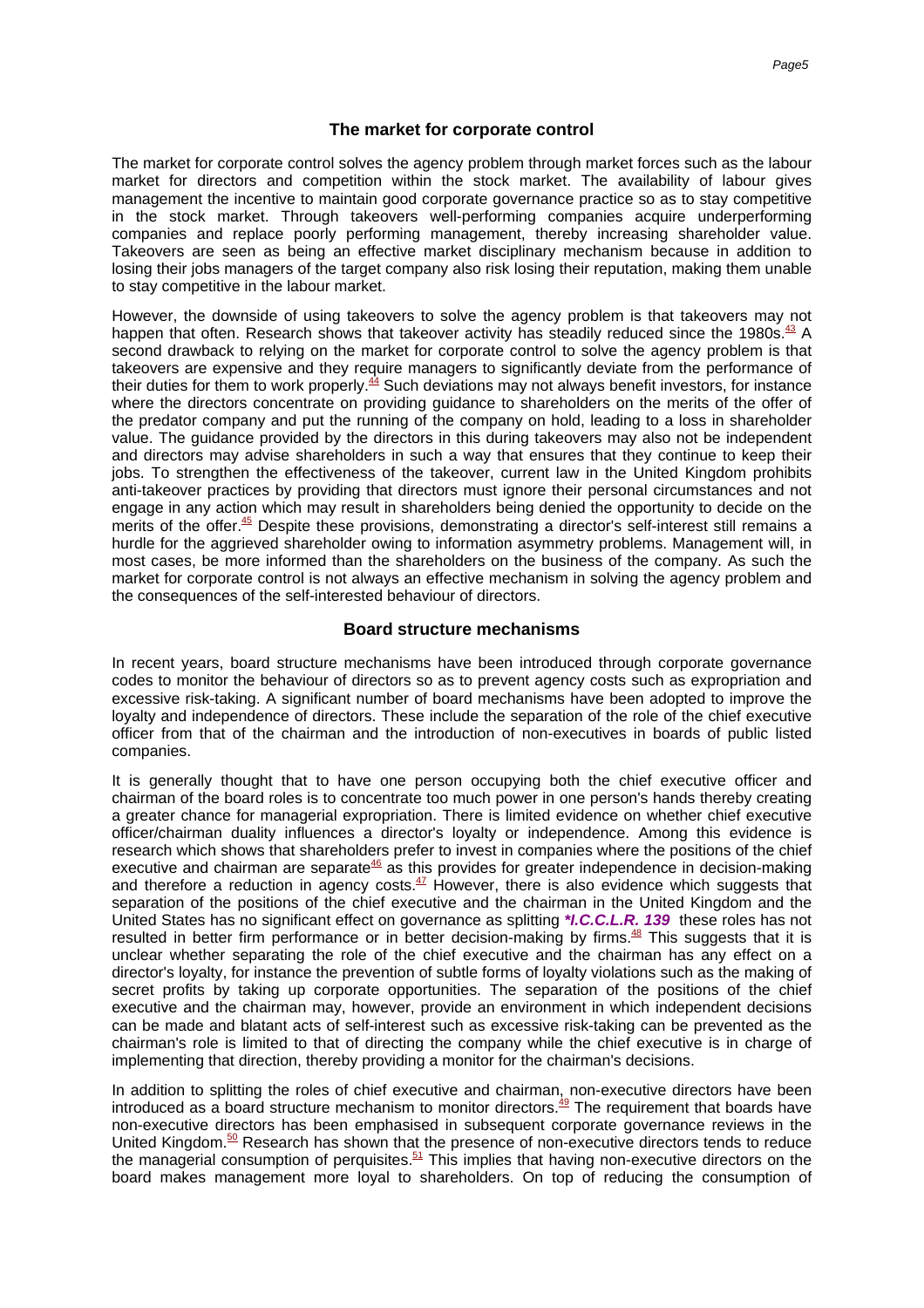## The market for corporate control

The market for corporate control solves the agency problem through market forces such as the labour market for directors and competition within the stock market. The availability of labour gives management the incentive to maintain good corporate governance practice so as to stay competitive in the stock market. Through takeovers well-performing companies acquire underperforming companies and replace poorly performing management, thereby increasing shareholder value. Takeovers are seen as being an effective market disciplinary mechanism because in addition to losing their jobs managers of the target company also risk losing their reputation, making them unable to stay competitive in the labour market.

However, the downside of using takeovers to solve the agency problem is that takeovers may not happen that often. Research shows that takeover activity has steadily reduced since the 1980s.[43] A second drawback to relying on the market for corporate control to solve the agency problem is that takeovers are expensive and they require managers to significantly deviate from the performance of their duties for them to work properly.[44] Such deviations may not always benefit investors, for instance where the directors concentrate on providing guidance to shareholders on the merits of the offer of the predator company and put the running of the company on hold, leading to a loss in shareholder value. The guidance provided by the directors in this during takeovers may also not be independent and directors may advise shareholders in such a way that ensures that they continue to keep their jobs. To strengthen the effectiveness of the takeover, current law in the United Kingdom prohibits anti-takeover practices by providing that directors must ignore their personal circumstances and not engage in any action which may result in shareholders being denied the opportunity to decide on the merits of the offer.[45] Despite these provisions, demonstrating a director's self-interest still remains a hurdle for the aggrieved shareholder owing to information asymmetry problems. Management will, in most cases, be more informed than the shareholders on the business of the company. As such the market for corporate control is not always an effective mechanism in solving the agency problem and the consequences of the self-interested behaviour of directors.

## Board structure mechanisms

In recent years, board structure mechanisms have been introduced through corporate governance codes to monitor the behaviour of directors so as to prevent agency costs such as expropriation and excessive risk-taking. A significant number of board mechanisms have been adopted to improve the loyalty and independence of directors. These include the separation of the role of the chief executive officer from that of the chairman and the introduction of non-executives in boards of public listed companies.

It is generally thought that to have one person occupying both the chief executive officer and chairman of the board roles is to concentrate too much power in one person's hands thereby creating a greater chance for managerial expropriation. There is limited evidence on whether chief executive officer/chairman duality influences a director's loyalty or independence. Among this evidence is research which shows that shareholders prefer to invest in companies where the positions of the chief executive and chairman are separate[46] as this provides for greater independence in decision-making and therefore a reduction in agency costs.[47] However, there is also evidence which suggests that separation of the positions of the chief executive and the chairman in the United Kingdom and the United States has no significant effect on governance as splitting ***I.C.C.L.R. 139** these roles has not resulted in better firm performance or in better decision-making by firms.[48] This suggests that it is unclear whether separating the role of the chief executive and the chairman has any effect on a director's loyalty, for instance the prevention of subtle forms of loyalty violations such as the making of secret profits by taking up corporate opportunities. The separation of the positions of the chief executive and the chairman may, however, provide an environment in which independent decisions can be made and blatant acts of self-interest such as excessive risk-taking can be prevented as the chairman's role is limited to that of directing the company while the chief executive is in charge of implementing that direction, thereby providing a monitor for the chairman's decisions.

In addition to splitting the roles of chief executive and chairman, non-executive directors have been introduced as a board structure mechanism to monitor directors.[49] The requirement that boards have non-executive directors has been emphasised in subsequent corporate governance reviews in the United Kingdom.[50] Research has shown that the presence of non-executive directors tends to reduce the managerial consumption of perquisites.[51] This implies that having non-executive directors on the board makes management more loyal to shareholders. On top of reducing the consumption of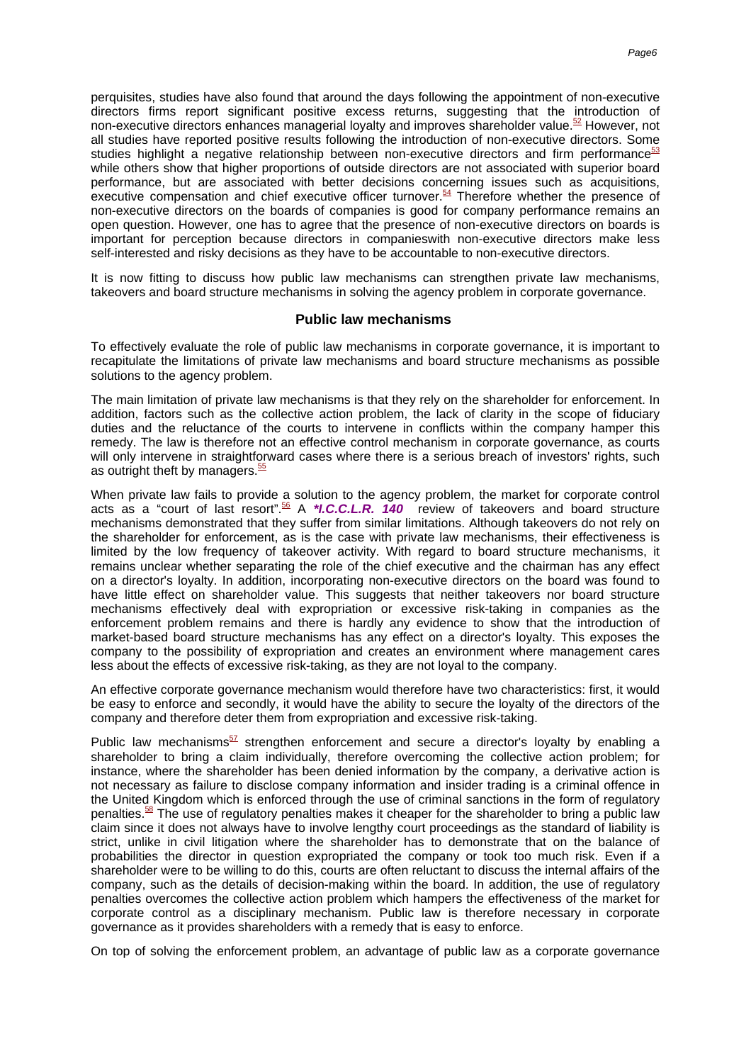perquisites, studies have also found that around the days following the appointment of non-executive directors firms report significant positive excess returns, suggesting that the introduction of non-executive directors enhances managerial loyalty and improves shareholder value.[52] However, not all studies have reported positive results following the introduction of non-executive directors. Some studies highlight a negative relationship between non-executive directors and firm performance[53] while others show that higher proportions of outside directors are not associated with superior board performance, but are associated with better decisions concerning issues such as acquisitions, executive compensation and chief executive officer turnover.[54] Therefore whether the presence of non-executive directors on the boards of companies is good for company performance remains an open question. However, one has to agree that the presence of non-executive directors on boards is important for perception because directors in companieswith non-executive directors make less self-interested and risky decisions as they have to be accountable to non-executive directors.

It is now fitting to discuss how public law mechanisms can strengthen private law mechanisms, takeovers and board structure mechanisms in solving the agency problem in corporate governance.

## Public law mechanisms

To effectively evaluate the role of public law mechanisms in corporate governance, it is important to recapitulate the limitations of private law mechanisms and board structure mechanisms as possible solutions to the agency problem.

The main limitation of private law mechanisms is that they rely on the shareholder for enforcement. In addition, factors such as the collective action problem, the lack of clarity in the scope of fiduciary duties and the reluctance of the courts to intervene in conflicts within the company hamper this remedy. The law is therefore not an effective control mechanism in corporate governance, as courts will only intervene in straightforward cases where there is a serious breach of investors' rights, such as outright theft by managers.[55]

When private law fails to provide a solution to the agency problem, the market for corporate control acts as a "court of last resort".[56] A ***I.C.C.L.R. 140*** review of takeovers and board structure mechanisms demonstrated that they suffer from similar limitations. Although takeovers do not rely on the shareholder for enforcement, as is the case with private law mechanisms, their effectiveness is limited by the low frequency of takeover activity. With regard to board structure mechanisms, it remains unclear whether separating the role of the chief executive and the chairman has any effect on a director's loyalty. In addition, incorporating non-executive directors on the board was found to have little effect on shareholder value. This suggests that neither takeovers nor board structure mechanisms effectively deal with expropriation or excessive risk-taking in companies as the enforcement problem remains and there is hardly any evidence to show that the introduction of market-based board structure mechanisms has any effect on a director's loyalty. This exposes the company to the possibility of expropriation and creates an environment where management cares less about the effects of excessive risk-taking, as they are not loyal to the company.

An effective corporate governance mechanism would therefore have two characteristics: first, it would be easy to enforce and secondly, it would have the ability to secure the loyalty of the directors of the company and therefore deter them from expropriation and excessive risk-taking.

Public law mechanisms[57] strengthen enforcement and secure a director's loyalty by enabling a shareholder to bring a claim individually, therefore overcoming the collective action problem; for instance, where the shareholder has been denied information by the company, a derivative action is not necessary as failure to disclose company information and insider trading is a criminal offence in the United Kingdom which is enforced through the use of criminal sanctions in the form of regulatory penalties.[58] The use of regulatory penalties makes it cheaper for the shareholder to bring a public law claim since it does not always have to involve lengthy court proceedings as the standard of liability is strict, unlike in civil litigation where the shareholder has to demonstrate that on the balance of probabilities the director in question expropriated the company or took too much risk. Even if a shareholder were to be willing to do this, courts are often reluctant to discuss the internal affairs of the company, such as the details of decision-making within the board. In addition, the use of regulatory penalties overcomes the collective action problem which hampers the effectiveness of the market for corporate control as a disciplinary mechanism. Public law is therefore necessary in corporate governance as it provides shareholders with a remedy that is easy to enforce.

On top of solving the enforcement problem, an advantage of public law as a corporate governance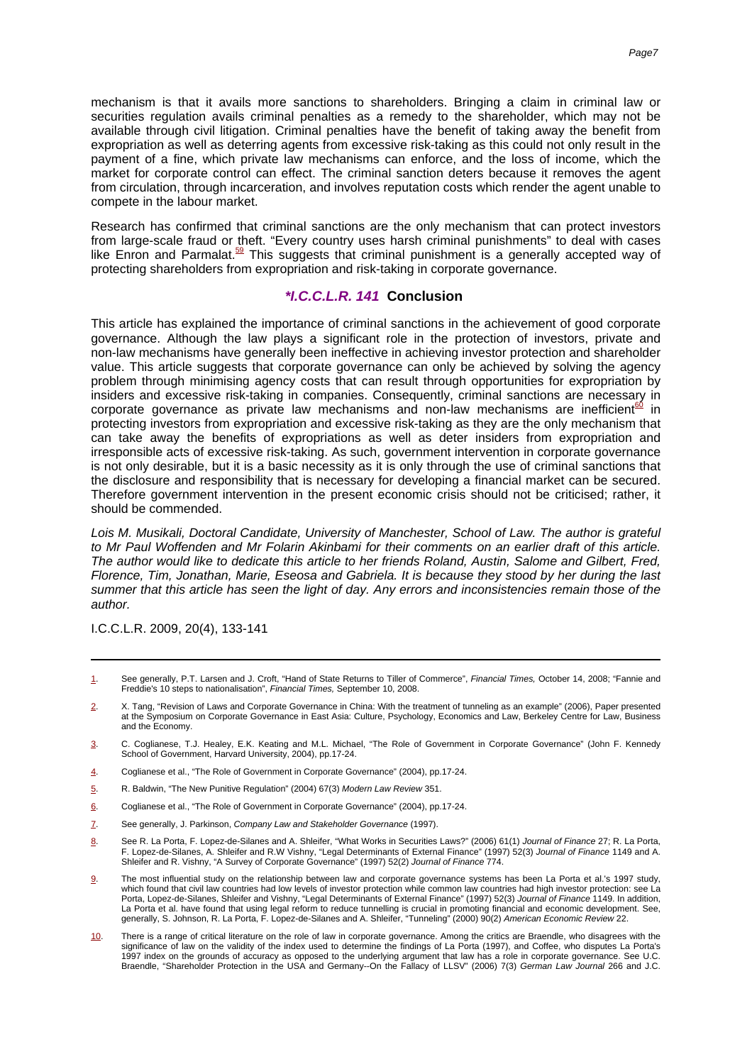mechanism is that it avails more sanctions to shareholders. Bringing a claim in criminal law or securities regulation avails criminal penalties as a remedy to the shareholder, which may not be available through civil litigation. Criminal penalties have the benefit of taking away the benefit from expropriation as well as deterring agents from excessive risk-taking as this could not only result in the payment of a fine, which private law mechanisms can enforce, and the loss of income, which the market for corporate control can effect. The criminal sanction deters because it removes the agent from circulation, through incarceration, and involves reputation costs which render the agent unable to compete in the labour market.

Research has confirmed that criminal sanctions are the only mechanism that can protect investors from large-scale fraud or theft. "Every country uses harsh criminal punishments" to deal with cases like Enron and Parmalat.[59] This suggests that criminal punishment is a generally accepted way of protecting shareholders from expropriation and risk-taking in corporate governance.

## *I.C.C.L.R. 141 Conclusion

This article has explained the importance of criminal sanctions in the achievement of good corporate governance. Although the law plays a significant role in the protection of investors, private and non-law mechanisms have generally been ineffective in achieving investor protection and shareholder value. This article suggests that corporate governance can only be achieved by solving the agency problem through minimising agency costs that can result through opportunities for expropriation by insiders and excessive risk-taking in companies. Consequently, criminal sanctions are necessary in corporate governance as private law mechanisms and non-law mechanisms are inefficient[60] in protecting investors from expropriation and excessive risk-taking as they are the only mechanism that can take away the benefits of expropriations as well as deter insiders from expropriation and irresponsible acts of excessive risk-taking. As such, government intervention in corporate governance is not only desirable, but it is a basic necessity as it is only through the use of criminal sanctions that the disclosure and responsibility that is necessary for developing a financial market can be secured. Therefore government intervention in the present economic crisis should not be criticised; rather, it should be commended.

*Lois M. Musikali, Doctoral Candidate, University of Manchester, School of Law. The author is grateful to Mr Paul Woffenden and Mr Folarin Akinbami for their comments on an earlier draft of this article. The author would like to dedicate this article to her friends Roland, Austin, Salome and Gilbert, Fred, Florence, Tim, Jonathan, Marie, Eseosa and Gabriela. It is because they stood by her during the last summer that this article has seen the light of day. Any errors and inconsistencies remain those of the author.*

I.C.C.L.R. 2009, 20(4), 133-141

---

1. See generally, P.T. Larsen and J. Croft, "Hand of State Returns to Tiller of Commerce", *Financial Times,* October 14, 2008; "Fannie and Freddie's 10 steps to nationalisation", *Financial Times,* September 10, 2008.

2. X. Tang, "Revision of Laws and Corporate Governance in China: With the treatment of tunneling as an example" (2006), Paper presented at the Symposium on Corporate Governance in East Asia: Culture, Psychology, Economics and Law, Berkeley Centre for Law, Business and the Economy.

3. C. Coglianese, T.J. Healey, E.K. Keating and M.L. Michael, "The Role of Government in Corporate Governance" (John F. Kennedy School of Government, Harvard University, 2004), pp.17-24.

4. Coglianese et al., "The Role of Government in Corporate Governance" (2004), pp.17-24.

5. R. Baldwin, "The New Punitive Regulation" (2004) 67(3) *Modern Law Review* 351.

6. Coglianese et al., "The Role of Government in Corporate Governance" (2004), pp.17-24.

7. See generally, J. Parkinson, *Company Law and Stakeholder Governance* (1997).

8. See R. La Porta, F. Lopez-de-Silanes and A. Shleifer, "What Works in Securities Laws?" (2006) 61(1) *Journal of Finance* 27; R. La Porta, F. Lopez-de-Silanes, A. Shleifer and R.W Vishny, "Legal Determinants of External Finance" (1997) 52(3) *Journal of Finance* 1149 and A. Shleifer and R. Vishny, "A Survey of Corporate Governance" (1997) 52(2) *Journal of Finance* 774.

9. The most influential study on the relationship between law and corporate governance systems has been La Porta et al.'s 1997 study, which found that civil law countries had low levels of investor protection while common law countries had high investor protection: see La Porta, Lopez-de-Silanes, Shleifer and Vishny, "Legal Determinants of External Finance" (1997) 52(3) *Journal of Finance* 1149. In addition, La Porta et al. have found that using legal reform to reduce tunnelling is crucial in promoting financial and economic development. See, generally, S. Johnson, R. La Porta, F. Lopez-de-Silanes and A. Shleifer, "Tunneling" (2000) 90(2) *American Economic Review* 22.

10. There is a range of critical literature on the role of law in corporate governance. Among the critics are Braendle, who disagrees with the significance of law on the validity of the index used to determine the findings of La Porta (1997), and Coffee, who disputes La Porta's 1997 index on the grounds of accuracy as opposed to the underlying argument that law has a role in corporate governance. See U.C. Braendle, "Shareholder Protection in the USA and Germany--On the Fallacy of LLSV" (2006) 7(3) *German Law Journal* 266 and J.C.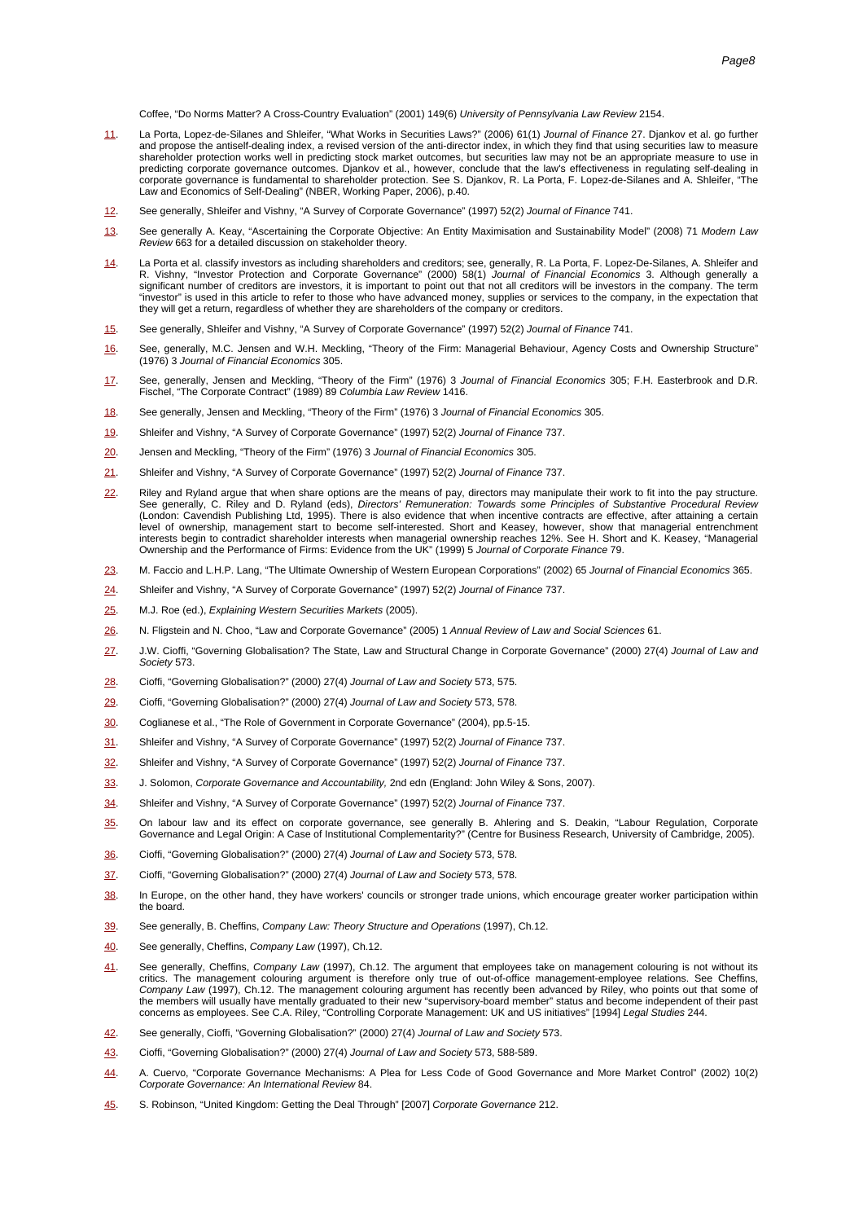Coffee, "Do Norms Matter? A Cross-Country Evaluation" (2001) 149(6) *University of Pennsylvania Law Review* 2154.

11. La Porta, Lopez-de-Silanes and Shleifer, "What Works in Securities Laws?" (2006) 61(1) *Journal of Finance* 27. Djankov et al. go further and propose the antiself-dealing index, a revised version of the anti-director index, in which they find that using securities law to measure shareholder protection works well in predicting stock market outcomes, but securities law may not be an appropriate measure to use in predicting corporate governance outcomes. Djankov et al., however, conclude that the law's effectiveness in regulating self-dealing in corporate governance is fundamental to shareholder protection. See S. Djankov, R. La Porta, F. Lopez-de-Silanes and A. Shleifer, "The Law and Economics of Self-Dealing" (NBER, Working Paper, 2006), p.40.

12. See generally, Shleifer and Vishny, "A Survey of Corporate Governance" (1997) 52(2) *Journal of Finance* 741.

13. See generally A. Keay, "Ascertaining the Corporate Objective: An Entity Maximisation and Sustainability Model" (2008) 71 *Modern Law Review* 663 for a detailed discussion on stakeholder theory.

14. La Porta et al. classify investors as including shareholders and creditors; see, generally, R. La Porta, F. Lopez-De-Silanes, A. Shleifer and R. Vishny, "Investor Protection and Corporate Governance" (2000) 58(1) *Journal of Financial Economics* 3. Although generally a significant number of creditors are investors, it is important to point out that not all creditors will be investors in the company. The term "investor" is used in this article to refer to those who have advanced money, supplies or services to the company, in the expectation that they will get a return, regardless of whether they are shareholders of the company or creditors.

15. See generally, Shleifer and Vishny, "A Survey of Corporate Governance" (1997) 52(2) *Journal of Finance* 741.

16. See, generally, M.C. Jensen and W.H. Meckling, "Theory of the Firm: Managerial Behaviour, Agency Costs and Ownership Structure" (1976) 3 *Journal of Financial Economics* 305.

17. See, generally, Jensen and Meckling, "Theory of the Firm" (1976) 3 *Journal of Financial Economics* 305; F.H. Easterbrook and D.R. Fischel, "The Corporate Contract" (1989) 89 *Columbia Law Review* 1416.

18. See generally, Jensen and Meckling, "Theory of the Firm" (1976) 3 *Journal of Financial Economics* 305.

19. Shleifer and Vishny, "A Survey of Corporate Governance" (1997) 52(2) *Journal of Finance* 737.

20. Jensen and Meckling, "Theory of the Firm" (1976) 3 *Journal of Financial Economics* 305.

21. Shleifer and Vishny, "A Survey of Corporate Governance" (1997) 52(2) *Journal of Finance* 737.

22. Riley and Ryland argue that when share options are the means of pay, directors may manipulate their work to fit into the pay structure. See generally, C. Riley and D. Ryland (eds), *Directors' Remuneration: Towards some Principles of Substantive Procedural Review* (London: Cavendish Publishing Ltd, 1995). There is also evidence that when incentive contracts are effective, after attaining a certain level of ownership, management start to become self-interested. Short and Keasey, however, show that managerial entrenchment interests begin to contradict shareholder interests when managerial ownership reaches 12%. See H. Short and K. Keasey, "Managerial Ownership and the Performance of Firms: Evidence from the UK" (1999) 5 *Journal of Corporate Finance* 79.

23. M. Faccio and L.H.P. Lang, "The Ultimate Ownership of Western European Corporations" (2002) 65 *Journal of Financial Economics* 365.

24. Shleifer and Vishny, "A Survey of Corporate Governance" (1997) 52(2) *Journal of Finance* 737.

25. M.J. Roe (ed.), *Explaining Western Securities Markets* (2005).

26. N. Fligstein and N. Choo, "Law and Corporate Governance" (2005) 1 *Annual Review of Law and Social Sciences* 61.

27. J.W. Cioffi, "Governing Globalisation? The State, Law and Structural Change in Corporate Governance" (2000) 27(4) *Journal of Law and Society* 573.

28. Cioffi, "Governing Globalisation?" (2000) 27(4) *Journal of Law and Society* 573, 575.

29. Cioffi, "Governing Globalisation?" (2000) 27(4) *Journal of Law and Society* 573, 578.

30. Coglianese et al., "The Role of Government in Corporate Governance" (2004), pp.5-15.

31. Shleifer and Vishny, "A Survey of Corporate Governance" (1997) 52(2) *Journal of Finance* 737.

32. Shleifer and Vishny, "A Survey of Corporate Governance" (1997) 52(2) *Journal of Finance* 737.

33. J. Solomon, *Corporate Governance and Accountability,* 2nd edn (England: John Wiley & Sons, 2007).

34. Shleifer and Vishny, "A Survey of Corporate Governance" (1997) 52(2) *Journal of Finance* 737.

35. On labour law and its effect on corporate governance, see generally B. Ahlering and S. Deakin, "Labour Regulation, Corporate Governance and Legal Origin: A Case of Institutional Complementarity?" (Centre for Business Research, University of Cambridge, 2005).

36. Cioffi, "Governing Globalisation?" (2000) 27(4) *Journal of Law and Society* 573, 578.

37. Cioffi, "Governing Globalisation?" (2000) 27(4) *Journal of Law and Society* 573, 578.

38. In Europe, on the other hand, they have workers' councils or stronger trade unions, which encourage greater worker participation within the board.

39. See generally, B. Cheffins, *Company Law: Theory Structure and Operations* (1997), Ch.12.

40. See generally, Cheffins, *Company Law* (1997), Ch.12.

41. See generally, Cheffins, *Company Law* (1997), Ch.12. The argument that employees take on management colouring is not without its critics. The management colouring argument is therefore only true of out-of-office management-employee relations. See Cheffins, *Company Law* (1997), Ch.12. The management colouring argument has recently been advanced by Riley, who points out that some of the members will usually have mentally graduated to their new "supervisory-board member" status and become independent of their past concerns as employees. See C.A. Riley, "Controlling Corporate Management: UK and US initiatives" [1994] *Legal Studies* 244.

42. See generally, Cioffi, "Governing Globalisation?" (2000) 27(4) *Journal of Law and Society* 573.

43. Cioffi, "Governing Globalisation?" (2000) 27(4) *Journal of Law and Society* 573, 588-589.

44. A. Cuervo, "Corporate Governance Mechanisms: A Plea for Less Code of Good Governance and More Market Control" (2002) 10(2) *Corporate Governance: An International Review* 84.

45. S. Robinson, "United Kingdom: Getting the Deal Through" [2007] *Corporate Governance* 212.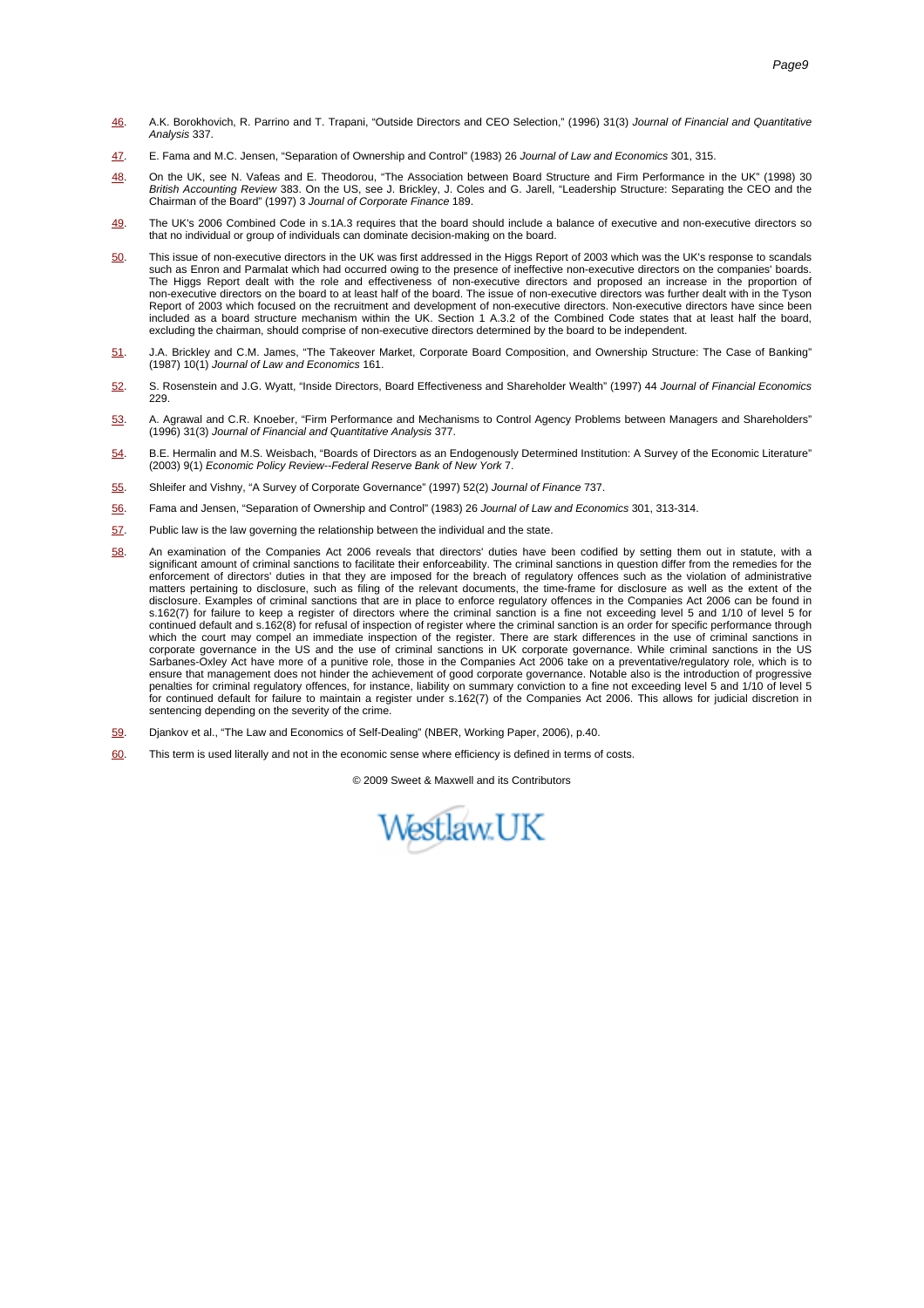46. A.K. Borokhovich, R. Parrino and T. Trapani, "Outside Directors and CEO Selection," (1996) 31(3) *Journal of Financial and Quantitative Analysis* 337.

47. E. Fama and M.C. Jensen, "Separation of Ownership and Control" (1983) 26 *Journal of Law and Economics* 301, 315.

48. On the UK, see N. Vafeas and E. Theodorou, "The Association between Board Structure and Firm Performance in the UK" (1998) 30 *British Accounting Review* 383. On the US, see J. Brickley, J. Coles and G. Jarell, "Leadership Structure: Separating the CEO and the Chairman of the Board" (1997) 3 *Journal of Corporate Finance* 189.

49. The UK's 2006 Combined Code in s.1A.3 requires that the board should include a balance of executive and non-executive directors so that no individual or group of individuals can dominate decision-making on the board.

50. This issue of non-executive directors in the UK was first addressed in the Higgs Report of 2003 which was the UK's response to scandals such as Enron and Parmalat which had occurred owing to the presence of ineffective non-executive directors on the companies' boards. The Higgs Report dealt with the role and effectiveness of non-executive directors and proposed an increase in the proportion of non-executive directors on the board to at least half of the board. The issue of non-executive directors was further dealt with in the Tyson Report of 2003 which focused on the recruitment and development of non-executive directors. Non-executive directors have since been included as a board structure mechanism within the UK. Section 1 A.3.2 of the Combined Code states that at least half the board, excluding the chairman, should comprise of non-executive directors determined by the board to be independent.

51. J.A. Brickley and C.M. James, "The Takeover Market, Corporate Board Composition, and Ownership Structure: The Case of Banking" (1987) 10(1) *Journal of Law and Economics* 161.

52. S. Rosenstein and J.G. Wyatt, "Inside Directors, Board Effectiveness and Shareholder Wealth" (1997) 44 *Journal of Financial Economics* 229.

53. A. Agrawal and C.R. Knoeber, "Firm Performance and Mechanisms to Control Agency Problems between Managers and Shareholders" (1996) 31(3) *Journal of Financial and Quantitative Analysis* 377.

54. B.E. Hermalin and M.S. Weisbach, "Boards of Directors as an Endogenously Determined Institution: A Survey of the Economic Literature" (2003) 9(1) *Economic Policy Review--Federal Reserve Bank of New York* 7.

55. Shleifer and Vishny, "A Survey of Corporate Governance" (1997) 52(2) *Journal of Finance* 737.

56. Fama and Jensen, "Separation of Ownership and Control" (1983) 26 *Journal of Law and Economics* 301, 313-314.

57. Public law is the law governing the relationship between the individual and the state.

58. An examination of the Companies Act 2006 reveals that directors' duties have been codified by setting them out in statute, with a significant amount of criminal sanctions to facilitate their enforceability. The criminal sanctions in question differ from the remedies for the enforcement of directors' duties in that they are imposed for the breach of regulatory offences such as the violation of administrative matters pertaining to disclosure, such as filing of the relevant documents, the time-frame for disclosure as well as the extent of the disclosure. Examples of criminal sanctions that are in place to enforce regulatory offences in the Companies Act 2006 can be found in s.162(7) for failure to keep a register of directors where the criminal sanction is a fine not exceeding level 5 and 1/10 of level 5 for continued default and s.162(8) for refusal of inspection of register where the criminal sanction is an order for specific performance through which the court may compel an immediate inspection of the register. There are stark differences in the use of criminal sanctions in corporate governance in the US and the use of criminal sanctions in UK corporate governance. While criminal sanctions in the US Sarbanes-Oxley Act have more of a punitive role, those in the Companies Act 2006 take on a preventative/regulatory role, which is to ensure that management does not hinder the achievement of good corporate governance. Notable also is the introduction of progressive penalties for criminal regulatory offences, for instance, liability on summary conviction to a fine not exceeding level 5 and 1/10 of level 5 for continued default for failure to maintain a register under s.162(7) of the Companies Act 2006. This allows for judicial discretion in sentencing depending on the severity of the crime.

59. Djankov et al., "The Law and Economics of Self-Dealing" (NBER, Working Paper, 2006), p.40.

60. This term is used literally and not in the economic sense where efficiency is defined in terms of costs.

© 2009 Sweet & Maxwell and its Contributors